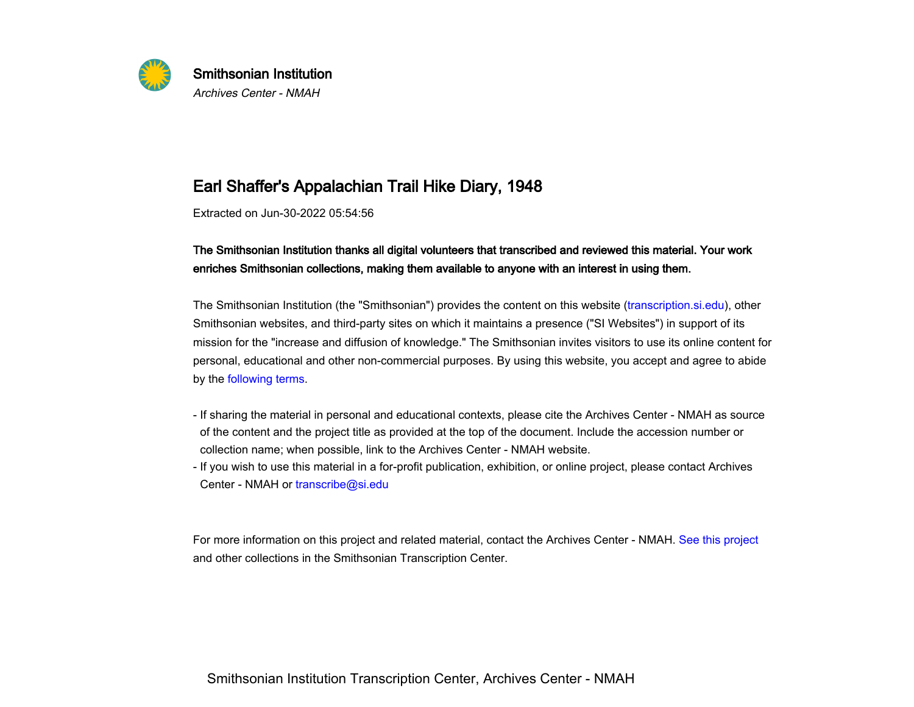**Smithsonian Institution**
*Archives Center - NMAH*

# Earl Shaffer's Appalachian Trail Hike Diary, 1948

Extracted on Jun-30-2022 05:54:56

**The Smithsonian Institution thanks all digital volunteers that transcribed and reviewed this material. Your work enriches Smithsonian collections, making them available to anyone with an interest in using them.**

The Smithsonian Institution (the "Smithsonian") provides the content on this website (transcription.si.edu), other Smithsonian websites, and third-party sites on which it maintains a presence ("SI Websites") in support of its mission for the "increase and diffusion of knowledge." The Smithsonian invites visitors to use its online content for personal, educational and other non-commercial purposes. By using this website, you accept and agree to abide by the following terms.

- If sharing the material in personal and educational contexts, please cite the Archives Center - NMAH as source of the content and the project title as provided at the top of the document. Include the accession number or collection name; when possible, link to the Archives Center - NMAH website.
- If you wish to use this material in a for-profit publication, exhibition, or online project, please contact Archives Center - NMAH or transcribe@si.edu

For more information on this project and related material, contact the Archives Center - NMAH. See this project and other collections in the Smithsonian Transcription Center.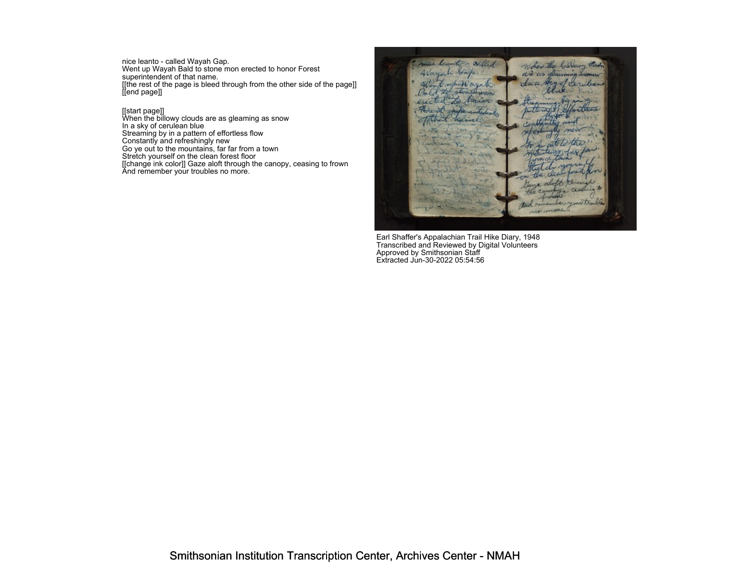nice leanto - called Wayah Gap.
Went up Wayah Bald to stone mon erected to honor Forest superintendent of that name.
[[the rest of the page is bleed through from the other side of the page]]
[[end page]]

[[start page]]
When the billowy clouds are as gleaming as snow
In a sky of cerulean blue
Streaming by in a pattern of effortless flow
Constantly and refreshingly new
Go ye out to the mountains, far far from a town
Stretch yourself on the clean forest floor
[[change ink color]] Gaze aloft through the canopy, ceasing to frown
And remember your troubles no more.

Earl Shaffer's Appalachian Trail Hike Diary, 1948
Transcribed and Reviewed by Digital Volunteers
Approved by Smithsonian Staff
Extracted Jun-30-2022 05:54:56

Smithsonian Institution Transcription Center, Archives Center - NMAH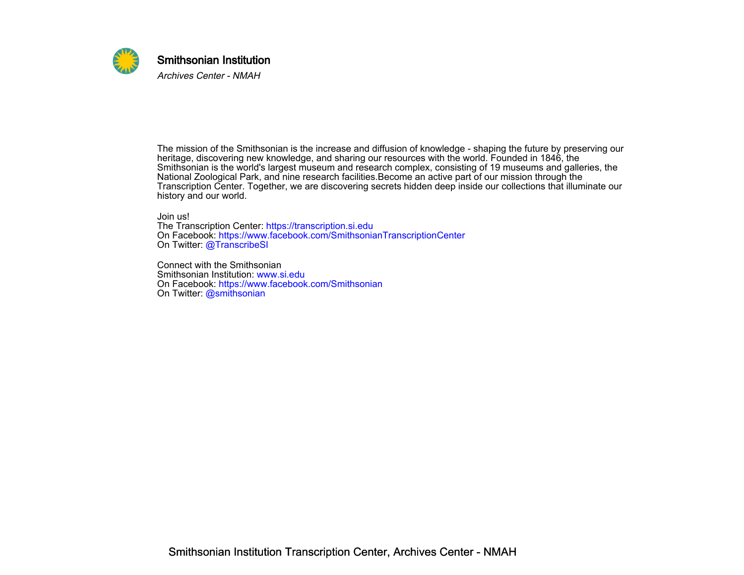**Smithsonian Institution**

*Archives Center - NMAH*

The mission of the Smithsonian is the increase and diffusion of knowledge - shaping the future by preserving our heritage, discovering new knowledge, and sharing our resources with the world. Founded in 1846, the Smithsonian is the world's largest museum and research complex, consisting of 19 museums and galleries, the National Zoological Park, and nine research facilities.Become an active part of our mission through the Transcription Center. Together, we are discovering secrets hidden deep inside our collections that illuminate our history and our world.

Join us!
The Transcription Center: https://transcription.si.edu
On Facebook: https://www.facebook.com/SmithsonianTranscriptionCenter
On Twitter: @TranscribeSI

Connect with the Smithsonian
Smithsonian Institution: www.si.edu
On Facebook: https://www.facebook.com/Smithsonian
On Twitter: @smithsonian